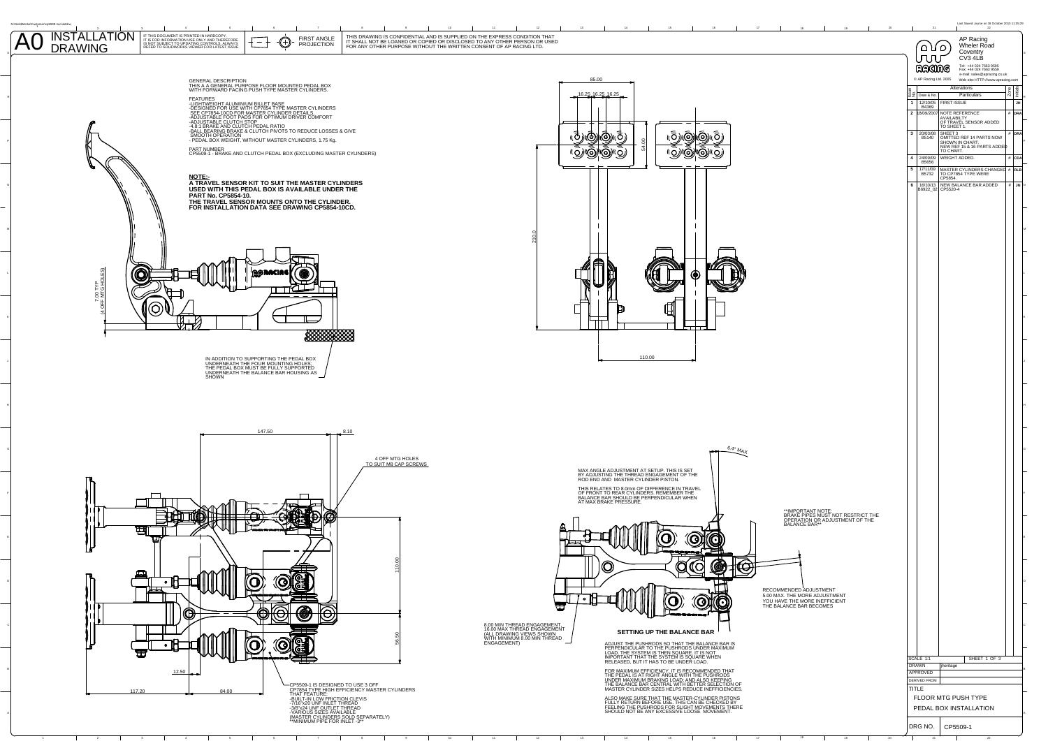# A0 INSTALLATION DRAWING

IF THIS DOCUMENT IS PRINTED IN HARDCOPY IT IS FOR INFORMATION USE ONLY AND THEREFORE IS NOT SUBJECT TO UPDATING CONTROLS. ALWAYS REFER TO SOLIDWORKS VIEWER FOR LATEST ISSUE.

FIRST ANGLE PROJECTION

THIS DRAWING IS CONFIDENTIAL AND IS SUPPLIED ON THE EXPRESS CONDITION THAT IT SHALL NOT BE LOANED OR COPIED OR DISCLOSED TO ANY OTHER PERSON OR USED FOR ANY OTHER PURPOSE WITHOUT THE WRITTEN CONSENT OF AP RACING LTD.

GENERAL DESCRIPTION
THIS A A GENERAL PURPOSE FLOOR MOUNTED PEDAL BOX WITH FORWARD FACING PUSH TYPE MASTER CYLINDERS.

FEATURES
- LIGHTWEIGHT ALUMINIUM BILLET BASE
- DESIGNED FOR USE WITH CP7854 TYPE MASTER CYLINDERS SEE CP7854-10CD FOR MASTER CYLINDER DETAILS
- ADJUSTABLE FOOT PADS FOR OPTIMUM DRIVER COMFORT
- ADJUSTABLE CLUTCH STOP
- 4.8:1 BRAKE AND CLUTCH PEDAL RATIO
- BALL BEARING BRAKE & CLUTCH PIVOTS TO REDUCE LOSSES & GIVE SMOOTH OPERATION
- PEDAL BOX WEIGHT, WITHOUT MASTER CYLINDERS, 1.75 Kg.

PART NUMBER
CP5509-1 - BRAKE AND CLUTCH PEDAL BOX (EXCLUDING MASTER CYLINDERS)

**NOTE:-**
**A TRAVEL SENSOR KIT TO SUIT THE MASTER CYLINDERS USED WITH THIS PEDAL BOX IS AVAILABLE UNDER THE PART No. CP5854-10.**
**THE TRAVEL SENSOR MOUNTS ONTO THE CYLINDER.**
**FOR INSTALLATION DATA SEE DRAWING CP5854-10CD.**

7.00 TYP (4 OFF MTG HOLES)

IN ADDITION TO SUPPORTING THE PEDAL BOX UNDERNEATH THE FOUR MOUNTING HOLES; THE PEDAL BOX MUST BE FULLY SUPPORTED UNDERNEATH THE BALANCE BAR HOUSING AS SHOWN

85.00
16.25 16.25 16.25
54.00
210.0
110.00

147.50
8.10
4 OFF MTG HOLES TO SUIT M8 CAP SCREWS
110.00
56.50
12.50
117.20
84.00

CP5509-1 IS DESIGNED TO USE 3 OFF CP7854 TYPE HIGH EFFICIENCY MASTER CYLINDERS THAT FEATURE:
- BUILT-IN LOW FRICTION CLEVIS
- 7/16"x20 UNF INLET THREAD
- 3/8"x24 UNF OUTLET THREAD
- VARIOUS SIZES AVAILABLE
(MASTER CYLINDERS SOLD SEPARATELY)
**MINIMUM PIPE FOR INLET -3**

6.4° MAX

MAX ANGLE ADJUSTMENT AT SETUP. THIS IS SET BY ADJUSTING THE THREAD ENGAGEMENT OF THE ROD END AND MASTER CYLINDER PISTON.

THIS RELATES TO 8.0mm OF DIFFERENCE IN TRAVEL OF FRONT TO REAR CYLINDERS. REMEMBER THE BALANCE BAR SHOULD BE PERPENDICULAR WHEN AT MAX BRAKE PRESSURE.

**IMPORTANT NOTE: BRAKE PIPES MUST NOT RESTRICT THE OPERATION OR ADJUSTMENT OF THE BALANCE BAR**

RECOMMENDED ADJUSTMENT 5.00 MAX. THE MORE ADJUSTMENT YOU HAVE THE MORE INEFFICIENT THE BALANCE BAR BECOMES

8.00 MIN THREAD ENGAGEMENT, 16.00 MAX THREAD ENGAGEMENT (ALL DRAWING VIEWS SHOWN WITH MINIMUM 8.00 MIN THREAD ENGAGEMENT)

## SETTING UP THE BALANCE BAR

ADJUST THE PUSHRODS SO THAT THE BALANCE BAR IS PERPENDICULAR TO THE PUSHRODS UNDER MAXIMUM LOAD. THE SYSTEM IS THEN SQUARE. IT IS NOT IMPORTANT THAT THE SYSTEM IS SQUARE WHEN RELEASED, BUT IT HAS TO BE UNDER LOAD.

FOR MAXIMUM EFFICIENCY, IT IS RECOMMENDED THAT THE PEDAL IS AT RIGHT ANGLE WITH THE PUSHRODS UNDER MAXIMUM BRAKING LOAD; AND ALSO KEEPING THE BALANCE BAR CENTRAL WITH BETTER SELECTION OF MASTER CYLINDER SIZES HELPS REDUCE INEFFICIENCIES.

ALSO MAKE SURE THAT THE MASTER-CYLINDER PISTONS FULLY RETURN BEFORE USE. THIS CAN BE CHECKED BY FEELING THE PUSHRODS FOR SLIGHT MOVEMENTS THERE SHOULD NOT BE ANY EXCESSIVE LOOSE MOVEMENT.

AP Racing
Wheler Road
Coventry
CV3 4LB
Tel: +44 024 7663 9595
Fax: +44 024 7663 9559
e-mail: sales@apracing.co.uk
© AP Racing Ltd. 2005
Web site: HTTP://www.apracing.com

| Issue No. | Date & No. | Alterations Particulars | Zone | Initials |
|---|---|---|---|---|
| 1 | 12/10/05 B4369 | FIRST ISSUE | | JH |
| 2 | 18/09/2007 | NOTE REFERENCE AVAILABILTY OF TRAVEL SENSOR ADDED TO SHEET 1. | # | DRA |
| 3 | 20/03/08 B5140 | SHEET 3 OMITTED REF 14 PARTS NOW SHOWN IN CHART. NEW REF 15 & 16 PARTS ADDED TO CHART. | # | DRA |
| 4 | 24/09/09 B5656 | WEIGHT ADDED. | # | CDA |
| 5 | 17/11/09 B5732 | MASTER CYLINDERS CHANGED TO CP7854 TYPE WERE CP5854. | # | RLB |
| 6 | 16/10/13 B6922_02 | NEW BALANCE BAR ADDED CP5520-4 | # | JN |

| SCALE 1:1 | SHEET 1 OF 3 |
|---|---|
| DRAWN | jheritage |
| APPROVED | |
| DERIVED FROM | |

TITLE
FLOOR MTG PUSH TYPE PEDAL BOX INSTALLATION

DRG NO. CP5509-1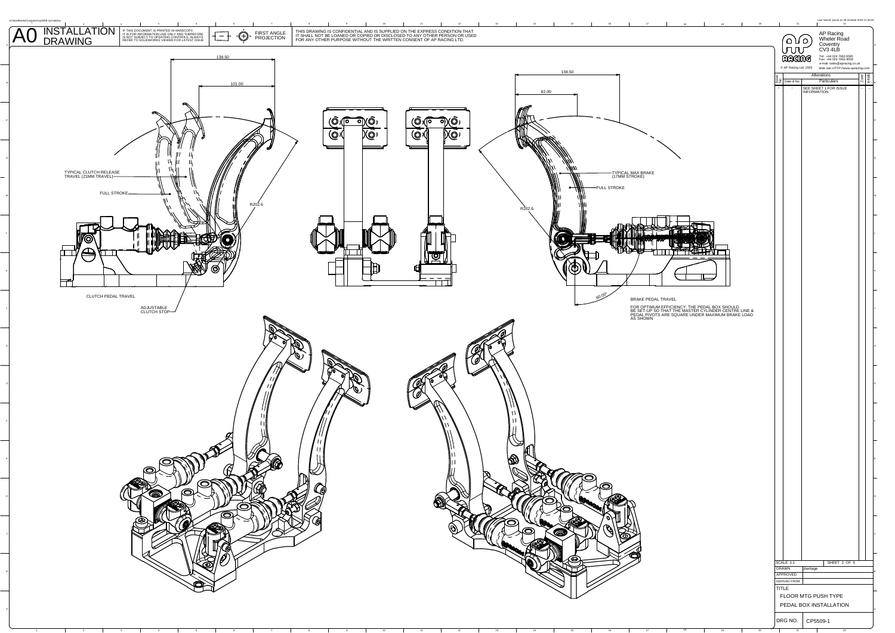# A0 INSTALLATION DRAWING

IF THIS DOCUMENT IS PRINTED IN HARDCOPY, IT IS FOR INFORMATION USE ONLY AND THEREFORE IS NOT SUBJECT TO UPDATING CONTROLS. ALWAYS REFER TO SOLIDWORKS VIEWER FOR LATEST ISSUE.

FIRST ANGLE PROJECTION

THIS DRAWING IS CONFIDENTIAL AND IS SUPPLIED ON THE EXPRESS CONDITION THAT IT SHALL NOT BE LOANED OR COPIED OR DISCLOSED TO ANY OTHER PERSON OR USED FOR ANY OTHER PURPOSE WITHOUT THE WRITTEN CONSENT OF AP RACING LTD.

138.50

101.00

TYPICAL CLUTCH RELEASE TRAVEL (21MM TRAVEL)

FULL STROKE

R202.6

CLUTCH PEDAL TRAVEL

ADJUSTABLE CLUTCH STOP

138.50

82.00

TYPICAL MAX BRAKE (17MM STROKE)

FULL STROKE

R202.6

90.00°

BRAKE PEDAL TRAVEL

FOR OPTIMUM EFFICIENCY: THE PEDAL BOX SHOULD BE SET-UP SO THAT THE MASTER CYLINDER CENTRE LINE & PEDAL PIVOTS ARE SQUARE UNDER MAXIMUM BRAKE LOAD AS SHOWN

AP Racing
Wheler Road
Coventry
CV3 4LB

Tel: +44 024 7663 9595
Fax: +44 024 7663 9559
e-mail: sales@apracing.co.uk
Web site: HTTP://www.apracing.com

© AP Racing Ltd. 2005

| Issue No. | Date & No. | Alterations Particulars | Zone | Initial |
|---|---|---|---|---|
| - | - | SEE SHEET 1 FOR ISSUE INFORMATION. | - | - |

SCALE 1:1 — SHEET 2 OF 3

DRAWN: jheritage

APPROVED

DERIVED FROM

TITLE: FLOOR MTG PUSH TYPE PEDAL BOX INSTALLATION

DRG NO. CP5509-1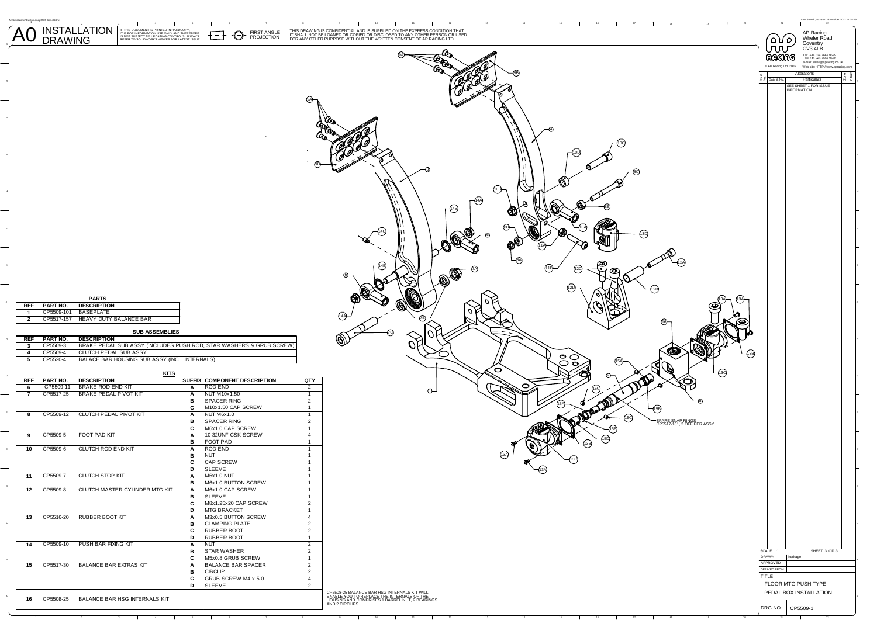# A0 INSTALLATION DRAWING

IF THIS DOCUMENT IS PRINTED IN HARDCOPY, IT IS FOR INFORMATION USE ONLY AND THEREFORE IS NOT SUBJECT TO UPDATING CONTROLS. ALWAYS REFER TO SOLIDWORKS VIEWER FOR LATEST ISSUE.

FIRST ANGLE PROJECTION

THIS DRAWING IS CONFIDENTIAL AND IS SUPPLIED ON THE EXPRESS CONDITION THAT IT SHALL NOT BE LOANED OR COPIED OR DISCLOSED TO ANY OTHER PERSON OR USED FOR ANY OTHER PURPOSE WITHOUT THE WRITTEN CONSENT OF AP RACING LTD.

AP Racing
Wheler Road
Coventry
CV3 4LB

Tel: +44 024 7663 9595
Fax: +44 024 7663 9559
e-mail: sales@apracing.co.uk
Web site: HTTP://www.apracing.com

© AP Racing Ltd. 2005

| Issue No. | Date & No. | Alterations Particulars | Zone | Initials |
|---|---|---|---|---|
| - | - | SEE SHEET 1 FOR ISSUE INFORMATION. | - | - |

## PARTS

| REF | PART NO. | DESCRIPTION |
|---|---|---|
| 1 | CP5509-101 | BASEPLATE |
| 2 | CP5517-157 | HEAVY DUTY BALANCE BAR |

## SUB ASSEMBLIES

| REF | PART NO. | DESCRIPTION |
|---|---|---|
| 3 | CP5509-3 | BRAKE PEDAL SUB ASSY (INCLUDES PUSH ROD, STAR WASHERS & GRUB SCREW) |
| 4 | CP5509-4 | CLUTCH PEDAL SUB ASSY |
| 5 | CP5520-4 | BALACE BAR HOUSING SUB ASSY (INCL. INTERNALS) |

## KITS

| REF | PART NO. | DESCRIPTION | SUFFIX | COMPONENT DESCRIPTION | QTY |
|---|---|---|---|---|---|
| 6 | CP5509-11 | BRAKE ROD-END KIT | A | ROD END | 2 |
| 7 | CP5517-25 | BRAKE PEDAL PIVOT KIT | A | NUT M10x1.50 | 1 |
| | | | B | SPACER RING | 2 |
| | | | C | M10x1.50 CAP SCREW | 1 |
| 8 | CP5509-12 | CLUTCH PEDAL PIVOT KIT | A | NUT M6x1.0 | 1 |
| | | | B | SPACER RING | 2 |
| | | | C | M6x1.0 CAP SCREW | 1 |
| 9 | CP5509-5 | FOOT PAD KIT | A | 10-32UNF CSK SCREW | 4 |
| | | | B | FOOT PAD | 1 |
| 10 | CP5509-6 | CLUTCH ROD-END KIT | A | ROD-END | 1 |
| | | | B | NUT | 1 |
| | | | C | CAP SCREW | 1 |
| | | | D | SLEEVE | 1 |
| 11 | CP5509-7 | CLUTCH STOP KIT | A | M6x1.0 NUT | 1 |
| | | | B | M6x1.0 BUTTON SCREW | 1 |
| 12 | CP5509-8 | CLUTCH MASTER CYLINDER MTG KIT | A | M6x1.0 CAP SCREW | 1 |
| | | | B | SLEEVE | 1 |
| | | | C | M8x1.25x20 CAP SCREW | 2 |
| | | | D | MTG BRACKET | 1 |
| 13 | CP5516-20 | RUBBER BOOT KIT | A | M3x0.5 BUTTON SCREW | 4 |
| | | | B | CLAMPING PLATE | 2 |
| | | | C | RUBBER BOOT | 2 |
| | | | D | RUBBER BOOT | 1 |
| 14 | CP5509-10 | PUSH BAR FIXING KIT | A | NUT | 2 |
| | | | B | STAR WASHER | 2 |
| | | | C | M5x0.8 GRUB SCREW | 1 |
| 15 | CP5517-30 | BALANCE BAR EXTRAS KIT | A | BALANCE BAR SPACER | 2 |
| | | | B | CIRCLIP | 2 |
| | | | C | GRUB SCREW M4 x 5.0 | 4 |
| | | | D | SLEEVE | 2 |
| 16 | CP5508-25 | BALANCE BAR HSG INTERNALS KIT | | | |

CP5508-25 BALANCE BAR HSG INTERNALS KIT WILL ENABLE YOU TO REPLACE THE INTERNALS OF THE HOUSING AND COMPRISES 1 BARREL NUT, 2 BEARINGS AND 2 CIRCLIPS

SPARE SNAP RINGS CP5517-161, 2 OFF PER ASSY

| | |
|---|---|
| SCALE 1:1 | SHEET 3 OF 3 |
| DRAWN | jheritage |
| APPROVED | |
| DERIVED FROM | |
| TITLE | FLOOR MTG PUSH TYPE PEDAL BOX INSTALLATION |
| DRG NO. | CP5509-1 |